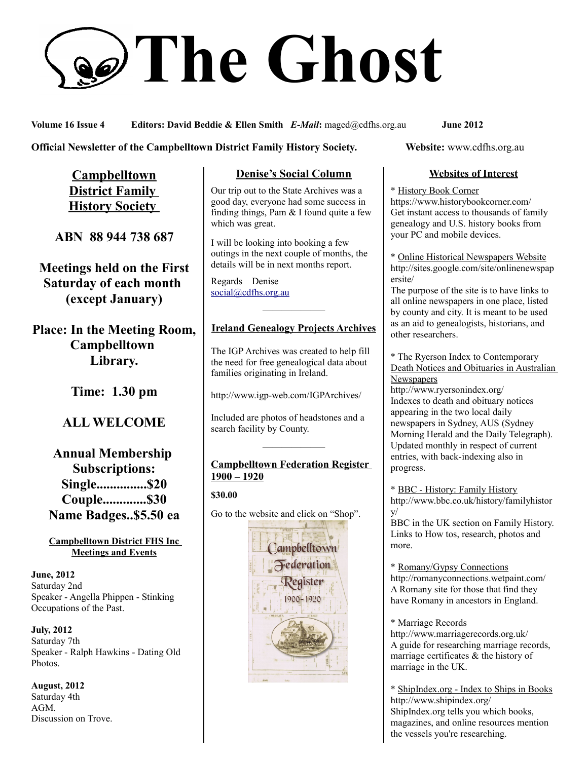# The Ghost

**Volume 16 Issue 4** **Editors: David Beddie & Ellen Smith** ***E-Mail*****:** maged@cdfhs.org.au **June 2012**

**Official Newsletter of the Campbelltown District Family History Society.** **Website:** www.cdfhs.org.au

## Campbelltown District Family History Society

**ABN 88 944 738 687**

**Meetings held on the First Saturday of each month (except January)**

**Place: In the Meeting Room, Campbelltown Library.**

**Time: 1.30 pm**

**ALL WELCOME**

**Annual Membership Subscriptions:**
**Single...............$20**
**Couple.............$30**
**Name Badges..$5.50 ea**

### Campbelltown District FHS Inc Meetings and Events

**June, 2012**
Saturday 2nd
Speaker - Angella Phippen - Stinking Occupations of the Past.

**July, 2012**
Saturday 7th
Speaker - Ralph Hawkins - Dating Old Photos.

**August, 2012**
Saturday 4th
AGM.
Discussion on Trove.

### Denise's Social Column

Our trip out to the State Archives was a good day, everyone had some success in finding things, Pam & I found quite a few which was great.

I will be looking into booking a few outings in the next couple of months, the details will be in next months report.

Regards Denise
social@cdfhs.org.au

---

### Ireland Genealogy Projects Archives

The IGP Archives was created to help fill the need for free genealogical data about families originating in Ireland.

http://www.igp-web.com/IGPArchives/

Included are photos of headstones and a search facility by County.

---

### Campbelltown Federation Register 1900 – 1920

**$30.00**

Go to the website and click on "Shop".

### Websites of Interest

* History Book Corner
https://www.historybookcorner.com/
Get instant access to thousands of family genealogy and U.S. history books from your PC and mobile devices.

* Online Historical Newspapers Website
http://sites.google.com/site/onlinenewspapersite/
The purpose of the site is to have links to all online newspapers in one place, listed by county and city. It is meant to be used as an aid to genealogists, historians, and other researchers.

* The Ryerson Index to Contemporary Death Notices and Obituaries in Australian Newspapers
http://www.ryersonindex.org/
Indexes to death and obituary notices appearing in the two local daily newspapers in Sydney, AUS (Sydney Morning Herald and the Daily Telegraph). Updated monthly in respect of current entries, with back-indexing also in progress.

* BBC - History: Family History
http://www.bbc.co.uk/history/familyhistory/
BBC in the UK section on Family History. Links to How tos, research, photos and more.

* Romany/Gypsy Connections
http://romanyconnections.wetpaint.com/
A Romany site for those that find they have Romany in ancestors in England.

* Marriage Records
http://www.marriagerecords.org.uk/
A guide for researching marriage records, marriage certificates & the history of marriage in the UK.

* ShipIndex.org - Index to Ships in Books
http://www.shipindex.org/
ShipIndex.org tells you which books, magazines, and online resources mention the vessels you're researching.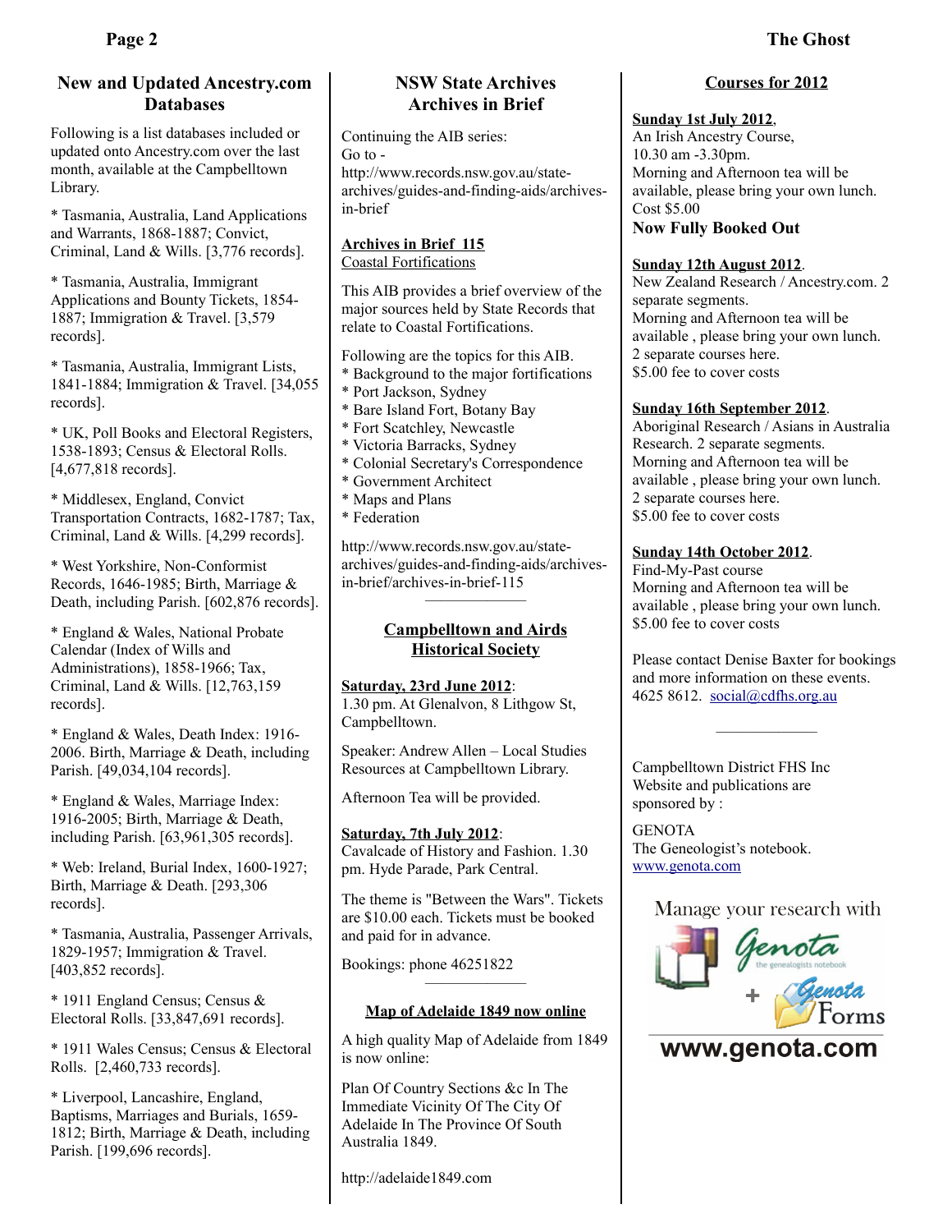## New and Updated Ancestry.com Databases

Following is a list databases included or updated onto Ancestry.com over the last month, available at the Campbelltown Library.

* Tasmania, Australia, Land Applications and Warrants, 1868-1887; Convict, Criminal, Land & Wills. [3,776 records].

* Tasmania, Australia, Immigrant Applications and Bounty Tickets, 1854-1887; Immigration & Travel. [3,579 records].

* Tasmania, Australia, Immigrant Lists, 1841-1884; Immigration & Travel. [34,055 records].

* UK, Poll Books and Electoral Registers, 1538-1893; Census & Electoral Rolls. [4,677,818 records].

* Middlesex, England, Convict Transportation Contracts, 1682-1787; Tax, Criminal, Land & Wills. [4,299 records].

* West Yorkshire, Non-Conformist Records, 1646-1985; Birth, Marriage & Death, including Parish. [602,876 records].

* England & Wales, National Probate Calendar (Index of Wills and Administrations), 1858-1966; Tax, Criminal, Land & Wills. [12,763,159 records].

* England & Wales, Death Index: 1916-2006. Birth, Marriage & Death, including Parish. [49,034,104 records].

* England & Wales, Marriage Index: 1916-2005; Birth, Marriage & Death, including Parish. [63,961,305 records].

* Web: Ireland, Burial Index, 1600-1927; Birth, Marriage & Death. [293,306 records].

* Tasmania, Australia, Passenger Arrivals, 1829-1957; Immigration & Travel. [403,852 records].

* 1911 England Census; Census & Electoral Rolls. [33,847,691 records].

* 1911 Wales Census; Census & Electoral Rolls. [2,460,733 records].

* Liverpool, Lancashire, England, Baptisms, Marriages and Burials, 1659-1812; Birth, Marriage & Death, including Parish. [199,696 records].

## NSW State Archives Archives in Brief

Continuing the AIB series:
Go to -
http://www.records.nsw.gov.au/state-archives/guides-and-finding-aids/archives-in-brief

**Archives in Brief 115**
Coastal Fortifications

This AIB provides a brief overview of the major sources held by State Records that relate to Coastal Fortifications.

Following are the topics for this AIB.
* Background to the major fortifications
* Port Jackson, Sydney
* Bare Island Fort, Botany Bay
* Fort Scatchley, Newcastle
* Victoria Barracks, Sydney
* Colonial Secretary's Correspondence
* Government Architect
* Maps and Plans
* Federation

http://www.records.nsw.gov.au/state-archives/guides-and-finding-aids/archives-in-brief/archives-in-brief-115

## Campbelltown and Airds Historical Society

**Saturday, 23rd June 2012**:
1.30 pm. At Glenalvon, 8 Lithgow St, Campbelltown.

Speaker: Andrew Allen – Local Studies Resources at Campbelltown Library.

Afternoon Tea will be provided.

**Saturday, 7th July 2012**:
Cavalcade of History and Fashion. 1.30 pm. Hyde Parade, Park Central.

The theme is "Between the Wars". Tickets are $10.00 each. Tickets must be booked and paid for in advance.

Bookings: phone 46251822

## Map of Adelaide 1849 now online

A high quality Map of Adelaide from 1849 is now online:

Plan Of Country Sections &c In The Immediate Vicinity Of The City Of Adelaide In The Province Of South Australia 1849.

http://adelaide1849.com

## Courses for 2012

**Sunday 1st July 2012**,
An Irish Ancestry Course,
10.30 am -3.30pm.
Morning and Afternoon tea will be available, please bring your own lunch.
Cost $5.00
**Now Fully Booked Out**

**Sunday 12th August 2012**.
New Zealand Research / Ancestry.com. 2 separate segments.
Morning and Afternoon tea will be available , please bring your own lunch.
2 separate courses here.
$5.00 fee to cover costs

**Sunday 16th September 2012**.
Aboriginal Research / Asians in Australia Research. 2 separate segments.
Morning and Afternoon tea will be available , please bring your own lunch.
2 separate courses here.
$5.00 fee to cover costs

**Sunday 14th October 2012**.
Find-My-Past course
Morning and Afternoon tea will be available , please bring your own lunch.
$5.00 fee to cover costs

Please contact Denise Baxter for bookings and more information on these events.
4625 8612. social@cdfhs.org.au

Campbelltown District FHS Inc
Website and publications are sponsored by :

GENOTA
The Geneologist's notebook.
www.genota.com

Manage your research with Genota the genealogists notebook + Genota Forms
www.genota.com